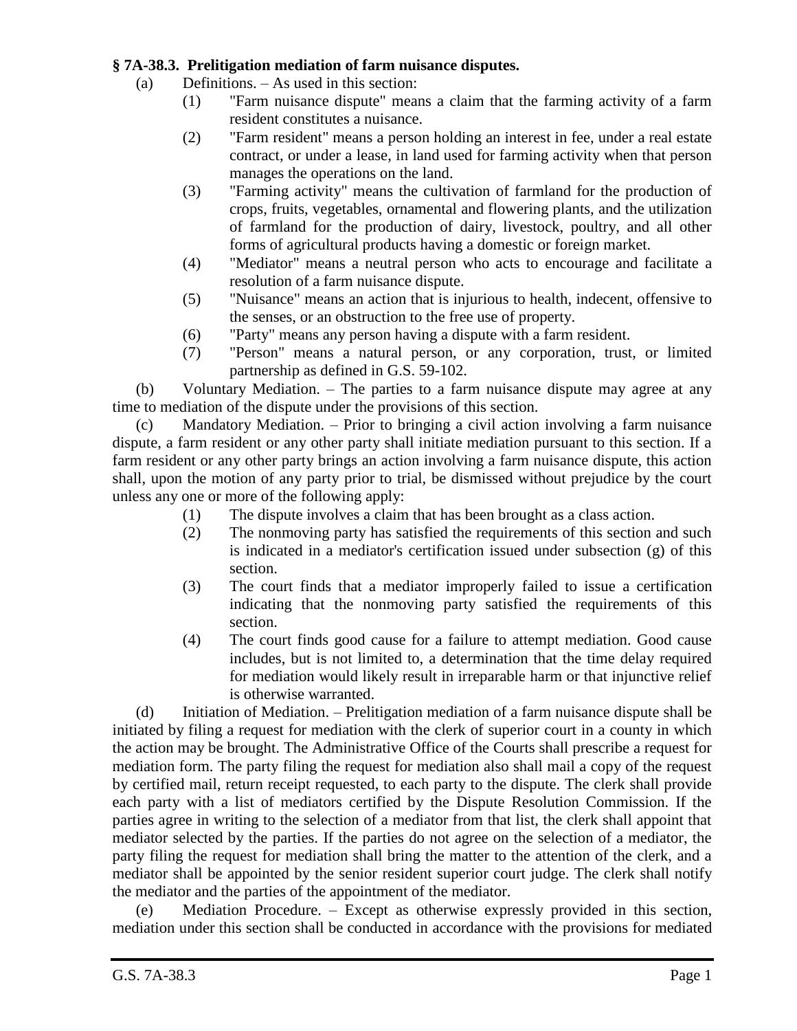**§ 7A-38.3. Prelitigation mediation of farm nuisance disputes.**

(a) Definitions. – As used in this section:

(1) "Farm nuisance dispute" means a claim that the farming activity of a farm resident constitutes a nuisance.

(2) "Farm resident" means a person holding an interest in fee, under a real estate contract, or under a lease, in land used for farming activity when that person manages the operations on the land.

(3) "Farming activity" means the cultivation of farmland for the production of crops, fruits, vegetables, ornamental and flowering plants, and the utilization of farmland for the production of dairy, livestock, poultry, and all other forms of agricultural products having a domestic or foreign market.

(4) "Mediator" means a neutral person who acts to encourage and facilitate a resolution of a farm nuisance dispute.

(5) "Nuisance" means an action that is injurious to health, indecent, offensive to the senses, or an obstruction to the free use of property.

(6) "Party" means any person having a dispute with a farm resident.

(7) "Person" means a natural person, or any corporation, trust, or limited partnership as defined in G.S. 59-102.

(b) Voluntary Mediation. – The parties to a farm nuisance dispute may agree at any time to mediation of the dispute under the provisions of this section.

(c) Mandatory Mediation. – Prior to bringing a civil action involving a farm nuisance dispute, a farm resident or any other party shall initiate mediation pursuant to this section. If a farm resident or any other party brings an action involving a farm nuisance dispute, this action shall, upon the motion of any party prior to trial, be dismissed without prejudice by the court unless any one or more of the following apply:

(1) The dispute involves a claim that has been brought as a class action.

(2) The nonmoving party has satisfied the requirements of this section and such is indicated in a mediator's certification issued under subsection (g) of this section.

(3) The court finds that a mediator improperly failed to issue a certification indicating that the nonmoving party satisfied the requirements of this section.

(4) The court finds good cause for a failure to attempt mediation. Good cause includes, but is not limited to, a determination that the time delay required for mediation would likely result in irreparable harm or that injunctive relief is otherwise warranted.

(d) Initiation of Mediation. – Prelitigation mediation of a farm nuisance dispute shall be initiated by filing a request for mediation with the clerk of superior court in a county in which the action may be brought. The Administrative Office of the Courts shall prescribe a request for mediation form. The party filing the request for mediation also shall mail a copy of the request by certified mail, return receipt requested, to each party to the dispute. The clerk shall provide each party with a list of mediators certified by the Dispute Resolution Commission. If the parties agree in writing to the selection of a mediator from that list, the clerk shall appoint that mediator selected by the parties. If the parties do not agree on the selection of a mediator, the party filing the request for mediation shall bring the matter to the attention of the clerk, and a mediator shall be appointed by the senior resident superior court judge. The clerk shall notify the mediator and the parties of the appointment of the mediator.

(e) Mediation Procedure. – Except as otherwise expressly provided in this section, mediation under this section shall be conducted in accordance with the provisions for mediated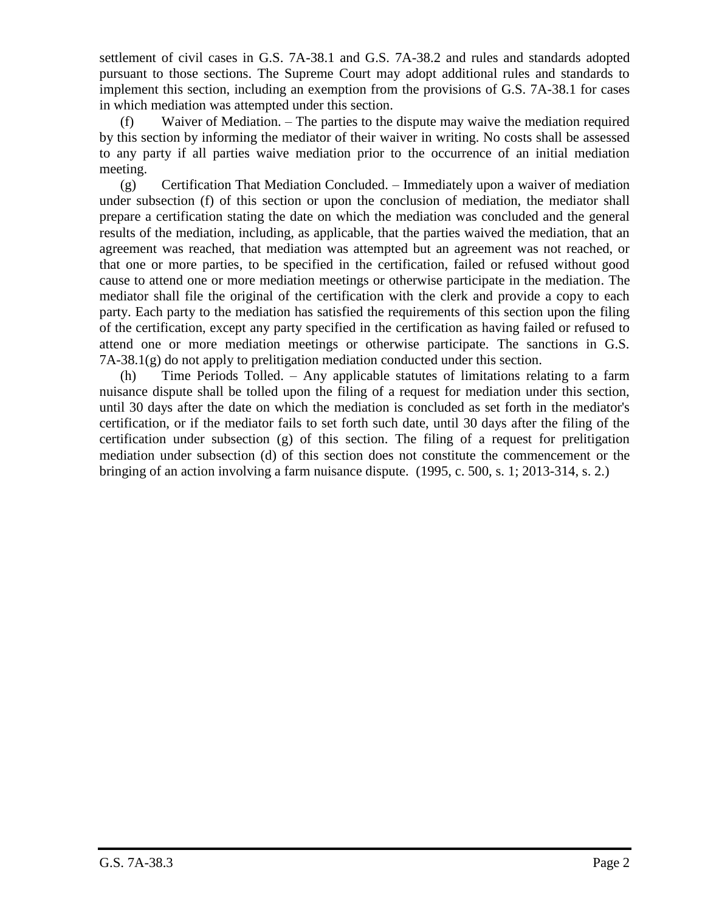settlement of civil cases in G.S. 7A-38.1 and G.S. 7A-38.2 and rules and standards adopted pursuant to those sections. The Supreme Court may adopt additional rules and standards to implement this section, including an exemption from the provisions of G.S. 7A-38.1 for cases in which mediation was attempted under this section.

(f) Waiver of Mediation. – The parties to the dispute may waive the mediation required by this section by informing the mediator of their waiver in writing. No costs shall be assessed to any party if all parties waive mediation prior to the occurrence of an initial mediation meeting.

(g) Certification That Mediation Concluded. – Immediately upon a waiver of mediation under subsection (f) of this section or upon the conclusion of mediation, the mediator shall prepare a certification stating the date on which the mediation was concluded and the general results of the mediation, including, as applicable, that the parties waived the mediation, that an agreement was reached, that mediation was attempted but an agreement was not reached, or that one or more parties, to be specified in the certification, failed or refused without good cause to attend one or more mediation meetings or otherwise participate in the mediation. The mediator shall file the original of the certification with the clerk and provide a copy to each party. Each party to the mediation has satisfied the requirements of this section upon the filing of the certification, except any party specified in the certification as having failed or refused to attend one or more mediation meetings or otherwise participate. The sanctions in G.S. 7A-38.1(g) do not apply to prelitigation mediation conducted under this section.

(h) Time Periods Tolled. – Any applicable statutes of limitations relating to a farm nuisance dispute shall be tolled upon the filing of a request for mediation under this section, until 30 days after the date on which the mediation is concluded as set forth in the mediator's certification, or if the mediator fails to set forth such date, until 30 days after the filing of the certification under subsection (g) of this section. The filing of a request for prelitigation mediation under subsection (d) of this section does not constitute the commencement or the bringing of an action involving a farm nuisance dispute. (1995, c. 500, s. 1; 2013-314, s. 2.)